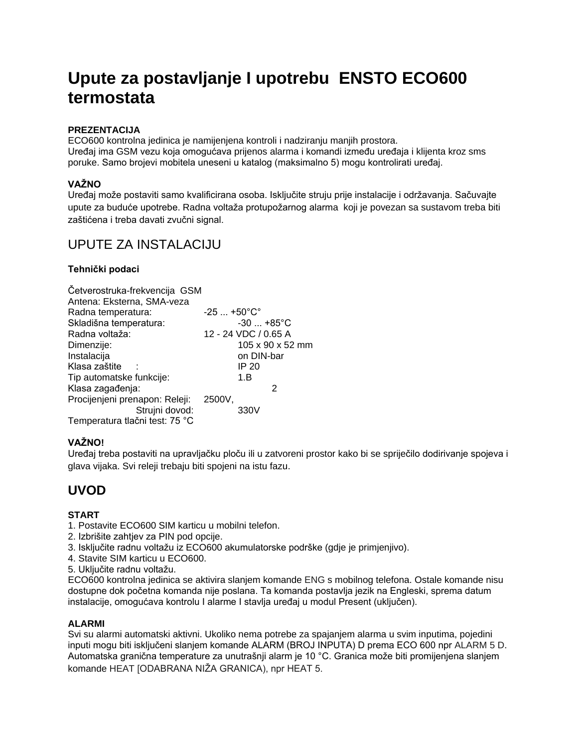# Upute za postavljanje I upotrebu ENSTO ECO600 termostata

**PREZENTACIJA**

ECO600 kontrolna jedinica je namijenjena kontroli i nadziranju manjih prostora.
Uređaj ima GSM vezu koja omogućava prijenos alarma i komandi između uređaja i klijenta kroz sms poruke. Samo brojevi mobitela uneseni u katalog (maksimalno 5) mogu kontrolirati uređaj.

**VAŽNO**

Uređaj može postaviti samo kvalificirana osoba. Isključite struju prije instalacije i održavanja. Sačuvajte upute za buduće upotrebe. Radna voltaža protupožarnog alarma koji je povezan sa sustavom treba biti zaštićena i treba davati zvučni signal.

## UPUTE ZA INSTALACIJU

**Tehnički podaci**

Četverostruka-frekvencija GSM
Antena: Eksterna, SMA-veza

| | |
|---|---|
| Radna temperatura: | -25 ... +50°C° |
| Skladišna temperatura: | -30 ... +85°C |
| Radna voltaža: | 12 - 24 VDC / 0.65 A |
| Dimenzije: | 105 x 90 x 52 mm |
| Instalacija | on DIN-bar |
| Klasa zaštite : | IP 20 |
| Tip automatske funkcije: | 1.B |
| Klasa zagađenja: | 2 |
| Procijenjeni prenapon: Releji: | 2500V, |
| Strujni dovod: | 330V |

Temperatura tlačni test: 75 °C

**VAŽNO!**

Uređaj treba postaviti na upravljačku ploču ili u zatvoreni prostor kako bi se spriječilo dodirivanje spojeva i glava vijaka. Svi releji trebaju biti spojeni na istu fazu.

## UVOD

**START**

1. Postavite ECO600 SIM karticu u mobilni telefon.
2. Izbrišite zahtjev za PIN pod opcije.
3. Isključite radnu voltažu iz ECO600 akumulatorske podrške (gdje je primjenjivo).
4. Stavite SIM karticu u ECO600.
5. Uključite radnu voltažu.

ECO600 kontrolna jedinica se aktivira slanjem komande ENG s mobilnog telefona. Ostale komande nisu dostupne dok početna komanda nije poslana. Ta komanda postavlja jezik na Engleski, sprema datum instalacije, omogućava kontrolu I alarme I stavlja uređaj u modul Present (uključen).

**ALARMI**

Svi su alarmi automatski aktivni. Ukoliko nema potrebe za spajanjem alarma u svim inputima, pojedini inputi mogu biti isključeni slanjem komande ALARM (BROJ INPUTA) D prema ECO 600 npr ALARM 5 D. Automatska granična temperature za unutrašnji alarm je 10 °C. Granica može biti promijenjena slanjem komande HEAT [ODABRANA NIŽA GRANICA), npr HEAT 5.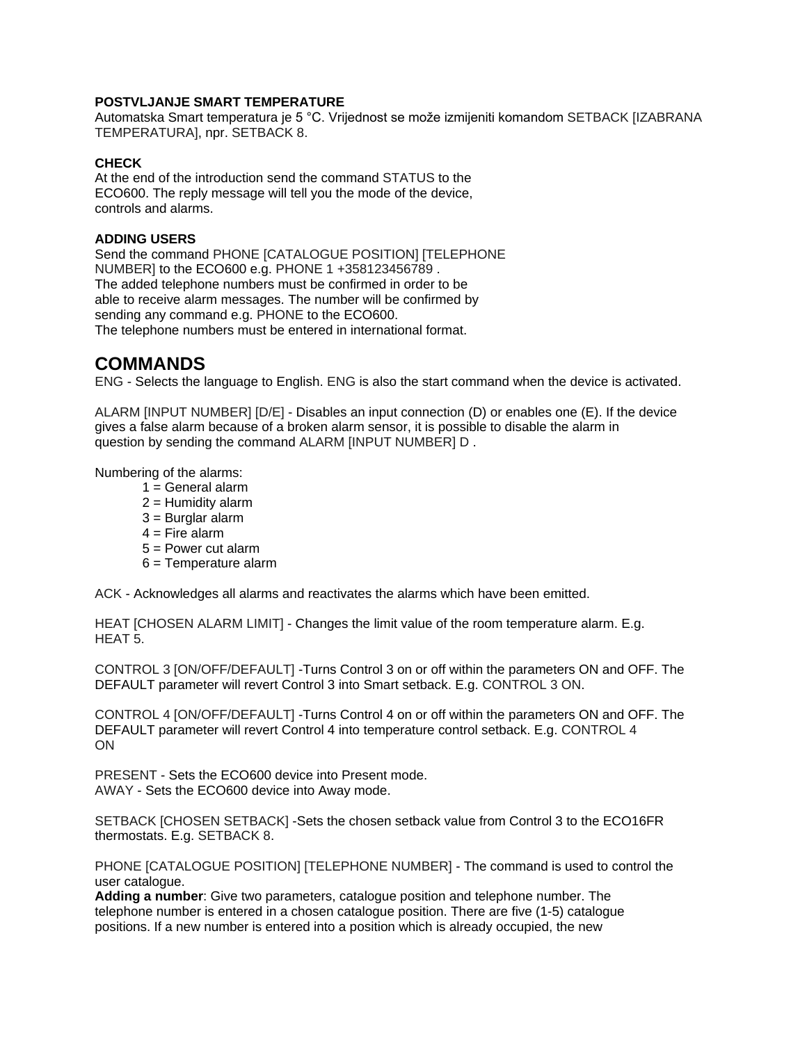**POSTVLJANJE SMART TEMPERATURE**
Automatska Smart temperatura je 5 °C. Vrijednost se može izmijeniti komandom SETBACK [IZABRANA TEMPERATURA], npr. SETBACK 8.

**CHECK**
At the end of the introduction send the command STATUS to the ECO600. The reply message will tell you the mode of the device, controls and alarms.

**ADDING USERS**
Send the command PHONE [CATALOGUE POSITION] [TELEPHONE NUMBER] to the ECO600 e.g. PHONE 1 +358123456789 .
The added telephone numbers must be confirmed in order to be able to receive alarm messages. The number will be confirmed by sending any command e.g. PHONE to the ECO600.
The telephone numbers must be entered in international format.

## COMMANDS

ENG - Selects the language to English. ENG is also the start command when the device is activated.

ALARM [INPUT NUMBER] [D/E] - Disables an input connection (D) or enables one (E). If the device gives a false alarm because of a broken alarm sensor, it is possible to disable the alarm in question by sending the command ALARM [INPUT NUMBER] D .

Numbering of the alarms:
- 1 = General alarm
- 2 = Humidity alarm
- 3 = Burglar alarm
- 4 = Fire alarm
- 5 = Power cut alarm
- 6 = Temperature alarm

ACK - Acknowledges all alarms and reactivates the alarms which have been emitted.

HEAT [CHOSEN ALARM LIMIT] - Changes the limit value of the room temperature alarm. E.g. HEAT 5.

CONTROL 3 [ON/OFF/DEFAULT] -Turns Control 3 on or off within the parameters ON and OFF. The DEFAULT parameter will revert Control 3 into Smart setback. E.g. CONTROL 3 ON.

CONTROL 4 [ON/OFF/DEFAULT] -Turns Control 4 on or off within the parameters ON and OFF. The DEFAULT parameter will revert Control 4 into temperature control setback. E.g. CONTROL 4 ON

PRESENT - Sets the ECO600 device into Present mode.
AWAY - Sets the ECO600 device into Away mode.

SETBACK [CHOSEN SETBACK] -Sets the chosen setback value from Control 3 to the ECO16FR thermostats. E.g. SETBACK 8.

PHONE [CATALOGUE POSITION] [TELEPHONE NUMBER] - The command is used to control the user catalogue.
**Adding a number**: Give two parameters, catalogue position and telephone number. The telephone number is entered in a chosen catalogue position. There are five (1-5) catalogue positions. If a new number is entered into a position which is already occupied, the new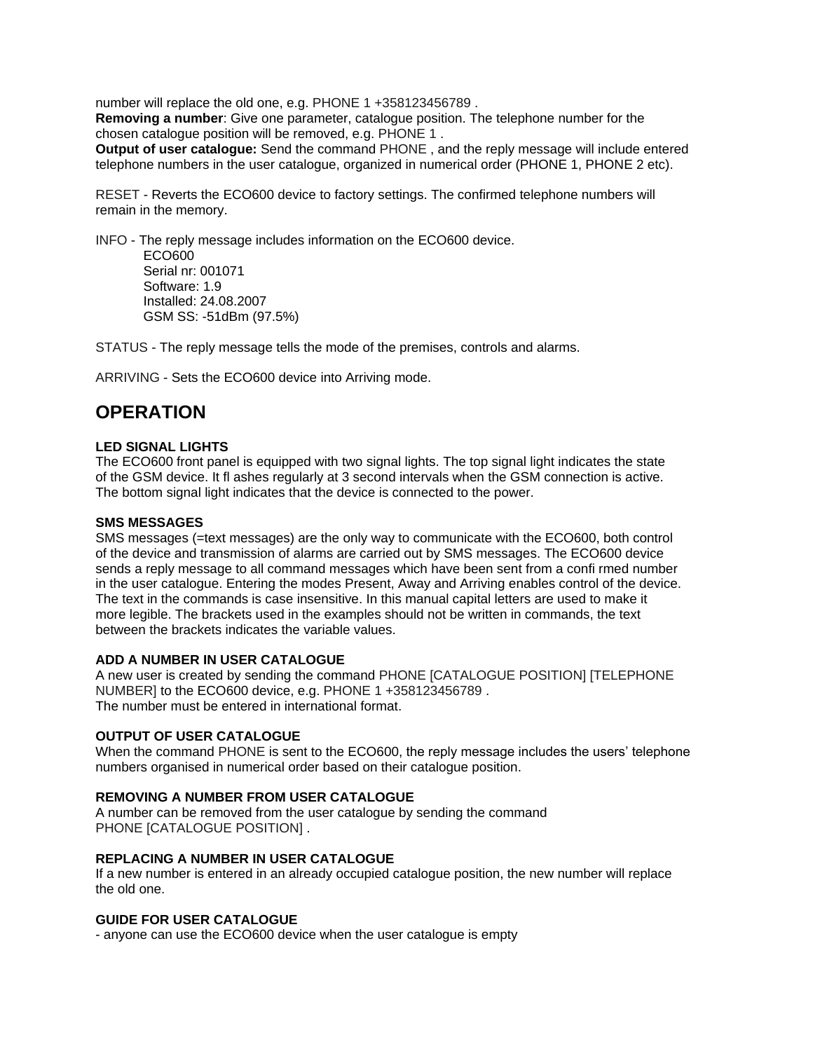number will replace the old one, e.g. PHONE 1 +358123456789 .
**Removing a number**: Give one parameter, catalogue position. The telephone number for the chosen catalogue position will be removed, e.g. PHONE 1 .
**Output of user catalogue:** Send the command PHONE , and the reply message will include entered telephone numbers in the user catalogue, organized in numerical order (PHONE 1, PHONE 2 etc).

RESET - Reverts the ECO600 device to factory settings. The confirmed telephone numbers will remain in the memory.

INFO - The reply message includes information on the ECO600 device.

> ECO600
> Serial nr: 001071
> Software: 1.9
> Installed: 24.08.2007
> GSM SS: -51dBm (97.5%)

STATUS - The reply message tells the mode of the premises, controls and alarms.

ARRIVING - Sets the ECO600 device into Arriving mode.

## OPERATION

**LED SIGNAL LIGHTS**
The ECO600 front panel is equipped with two signal lights. The top signal light indicates the state of the GSM device. It fl ashes regularly at 3 second intervals when the GSM connection is active. The bottom signal light indicates that the device is connected to the power.

**SMS MESSAGES**
SMS messages (=text messages) are the only way to communicate with the ECO600, both control of the device and transmission of alarms are carried out by SMS messages. The ECO600 device sends a reply message to all command messages which have been sent from a confi rmed number in the user catalogue. Entering the modes Present, Away and Arriving enables control of the device. The text in the commands is case insensitive. In this manual capital letters are used to make it more legible. The brackets used in the examples should not be written in commands, the text between the brackets indicates the variable values.

**ADD A NUMBER IN USER CATALOGUE**
A new user is created by sending the command PHONE [CATALOGUE POSITION] [TELEPHONE NUMBER] to the ECO600 device, e.g. PHONE 1 +358123456789 .
The number must be entered in international format.

**OUTPUT OF USER CATALOGUE**
When the command PHONE is sent to the ECO600, the reply message includes the users' telephone numbers organised in numerical order based on their catalogue position.

**REMOVING A NUMBER FROM USER CATALOGUE**
A number can be removed from the user catalogue by sending the command PHONE [CATALOGUE POSITION] .

**REPLACING A NUMBER IN USER CATALOGUE**
If a new number is entered in an already occupied catalogue position, the new number will replace the old one.

**GUIDE FOR USER CATALOGUE**
- anyone can use the ECO600 device when the user catalogue is empty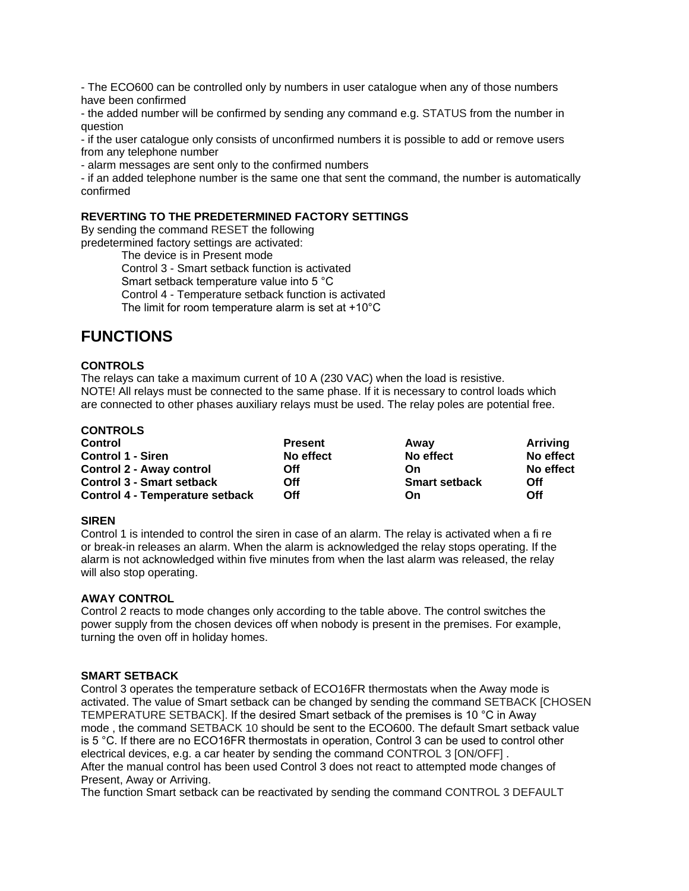- The ECO600 can be controlled only by numbers in user catalogue when any of those numbers have been confirmed
- the added number will be confirmed by sending any command e.g. STATUS from the number in question
- if the user catalogue only consists of unconfirmed numbers it is possible to add or remove users from any telephone number
- alarm messages are sent only to the confirmed numbers
- if an added telephone number is the same one that sent the command, the number is automatically confirmed

**REVERTING TO THE PREDETERMINED FACTORY SETTINGS**

By sending the command RESET the following predetermined factory settings are activated:

The device is in Present mode
Control 3 - Smart setback function is activated
Smart setback temperature value into 5 °C
Control 4 - Temperature setback function is activated
The limit for room temperature alarm is set at +10°C

# FUNCTIONS

**CONTROLS**

The relays can take a maximum current of 10 A (230 VAC) when the load is resistive.
NOTE! All relays must be connected to the same phase. If it is necessary to control loads which are connected to other phases auxiliary relays must be used. The relay poles are potential free.

**CONTROLS**

| Control | Present | Away | Arriving |
|---|---|---|---|
| Control 1 - Siren | No effect | No effect | No effect |
| Control 2 - Away control | Off | On | No effect |
| Control 3 - Smart setback | Off | Smart setback | Off |
| Control 4 - Temperature setback | Off | On | Off |

**SIREN**

Control 1 is intended to control the siren in case of an alarm. The relay is activated when a fi re or break-in releases an alarm. When the alarm is acknowledged the relay stops operating. If the alarm is not acknowledged within five minutes from when the last alarm was released, the relay will also stop operating.

**AWAY CONTROL**

Control 2 reacts to mode changes only according to the table above. The control switches the power supply from the chosen devices off when nobody is present in the premises. For example, turning the oven off in holiday homes.

**SMART SETBACK**

Control 3 operates the temperature setback of ECO16FR thermostats when the Away mode is activated. The value of Smart setback can be changed by sending the command SETBACK [CHOSEN TEMPERATURE SETBACK]. If the desired Smart setback of the premises is 10 °C in Away mode , the command SETBACK 10 should be sent to the ECO600. The default Smart setback value is 5 °C. If there are no ECO16FR thermostats in operation, Control 3 can be used to control other electrical devices, e.g. a car heater by sending the command CONTROL 3 [ON/OFF] .
After the manual control has been used Control 3 does not react to attempted mode changes of Present, Away or Arriving.
The function Smart setback can be reactivated by sending the command CONTROL 3 DEFAULT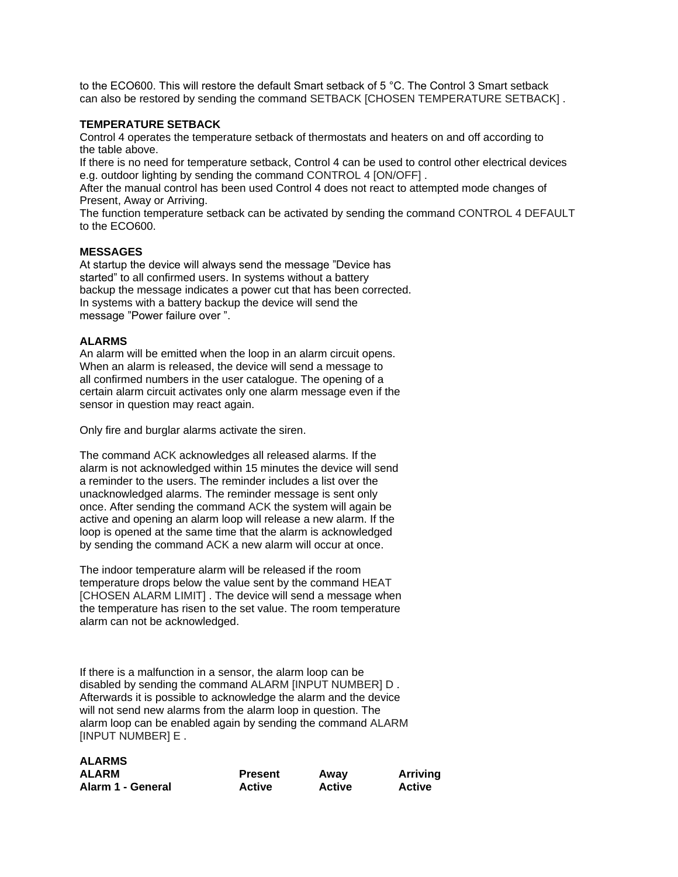to the ECO600. This will restore the default Smart setback of 5 °C. The Control 3 Smart setback can also be restored by sending the command SETBACK [CHOSEN TEMPERATURE SETBACK] .

**TEMPERATURE SETBACK**

Control 4 operates the temperature setback of thermostats and heaters on and off according to the table above.

If there is no need for temperature setback, Control 4 can be used to control other electrical devices e.g. outdoor lighting by sending the command CONTROL 4 [ON/OFF] .

After the manual control has been used Control 4 does not react to attempted mode changes of Present, Away or Arriving.

The function temperature setback can be activated by sending the command CONTROL 4 DEFAULT to the ECO600.

**MESSAGES**

At startup the device will always send the message ”Device has started” to all confirmed users. In systems without a battery backup the message indicates a power cut that has been corrected. In systems with a battery backup the device will send the message ”Power failure over ”.

**ALARMS**

An alarm will be emitted when the loop in an alarm circuit opens. When an alarm is released, the device will send a message to all confirmed numbers in the user catalogue. The opening of a certain alarm circuit activates only one alarm message even if the sensor in question may react again.

Only fire and burglar alarms activate the siren.

The command ACK acknowledges all released alarms. If the alarm is not acknowledged within 15 minutes the device will send a reminder to the users. The reminder includes a list over the unacknowledged alarms. The reminder message is sent only once. After sending the command ACK the system will again be active and opening an alarm loop will release a new alarm. If the loop is opened at the same time that the alarm is acknowledged by sending the command ACK a new alarm will occur at once.

The indoor temperature alarm will be released if the room temperature drops below the value sent by the command HEAT [CHOSEN ALARM LIMIT] . The device will send a message when the temperature has risen to the set value. The room temperature alarm can not be acknowledged.

If there is a malfunction in a sensor, the alarm loop can be disabled by sending the command ALARM [INPUT NUMBER] D . Afterwards it is possible to acknowledge the alarm and the device will not send new alarms from the alarm loop in question. The alarm loop can be enabled again by sending the command ALARM [INPUT NUMBER] E .

**ALARMS**

| ALARM | Present | Away | Arriving |
|---|---|---|---|
| **Alarm 1 - General** | **Active** | **Active** | **Active** |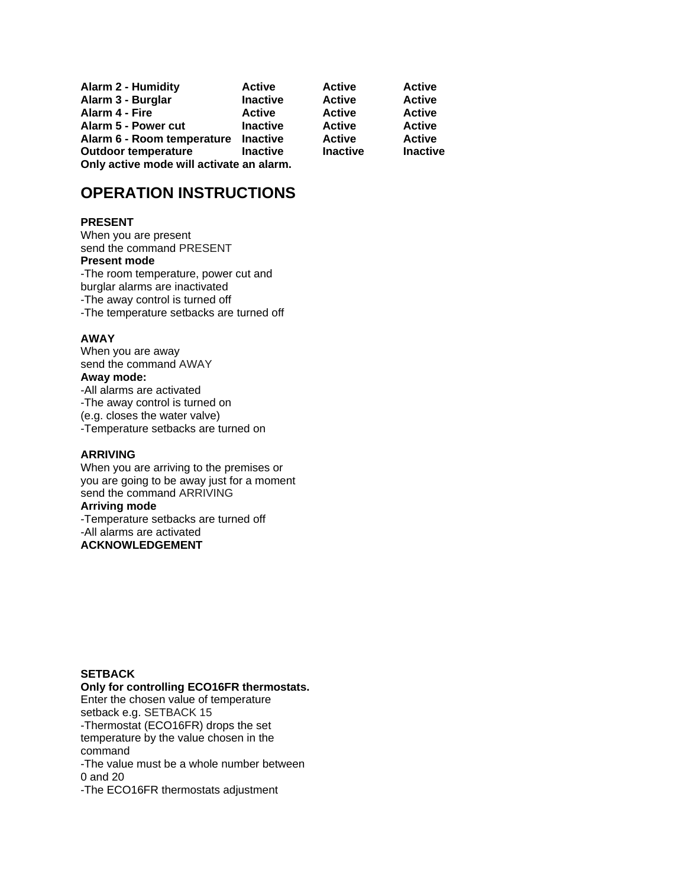| | | | |
|---|---|---|---|
| **Alarm 2 - Humidity** | **Active** | **Active** | **Active** |
| **Alarm 3 - Burglar** | **Inactive** | **Active** | **Active** |
| **Alarm 4 - Fire** | **Active** | **Active** | **Active** |
| **Alarm 5 - Power cut** | **Inactive** | **Active** | **Active** |
| **Alarm 6 - Room temperature** | **Inactive** | **Active** | **Active** |
| **Outdoor temperature** | **Inactive** | **Inactive** | **Inactive** |

**Only active mode will activate an alarm.**

## OPERATION INSTRUCTIONS

**PRESENT**

When you are present
send the command PRESENT

**Present mode**

-The room temperature, power cut and burglar alarms are inactivated
-The away control is turned off
-The temperature setbacks are turned off

**AWAY**

When you are away
send the command AWAY

**Away mode:**

-All alarms are activated
-The away control is turned on
(e.g. closes the water valve)
-Temperature setbacks are turned on

**ARRIVING**

When you are arriving to the premises or
you are going to be away just for a moment
send the command ARRIVING

**Arriving mode**

-Temperature setbacks are turned off
-All alarms are activated

**ACKNOWLEDGEMENT**

**SETBACK**

**Only for controlling ECO16FR thermostats.**

Enter the chosen value of temperature setback e.g. SETBACK 15
-Thermostat (ECO16FR) drops the set temperature by the value chosen in the command
-The value must be a whole number between 0 and 20
-The ECO16FR thermostats adjustment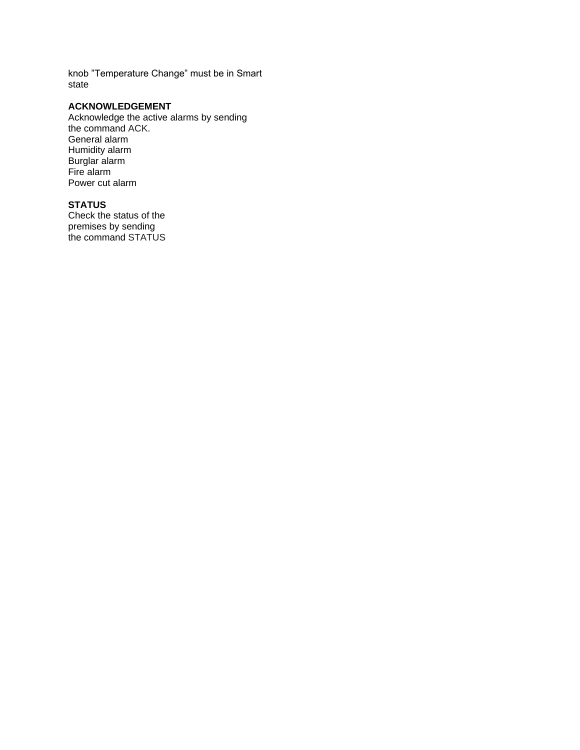knob ”Temperature Change” must be in Smart state

**ACKNOWLEDGEMENT**

Acknowledge the active alarms by sending the command ACK.

General alarm
Humidity alarm
Burglar alarm
Fire alarm
Power cut alarm

**STATUS**

Check the status of the premises by sending the command STATUS